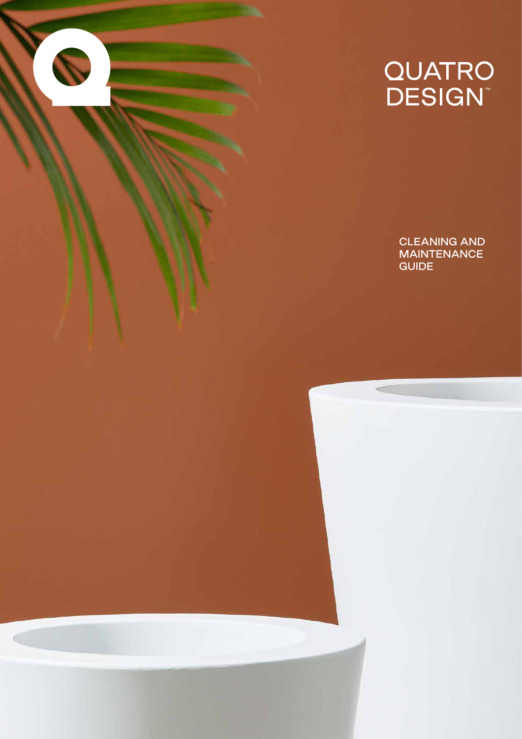# QUATRO DESIGN™

## CLEANING AND MAINTENANCE GUIDE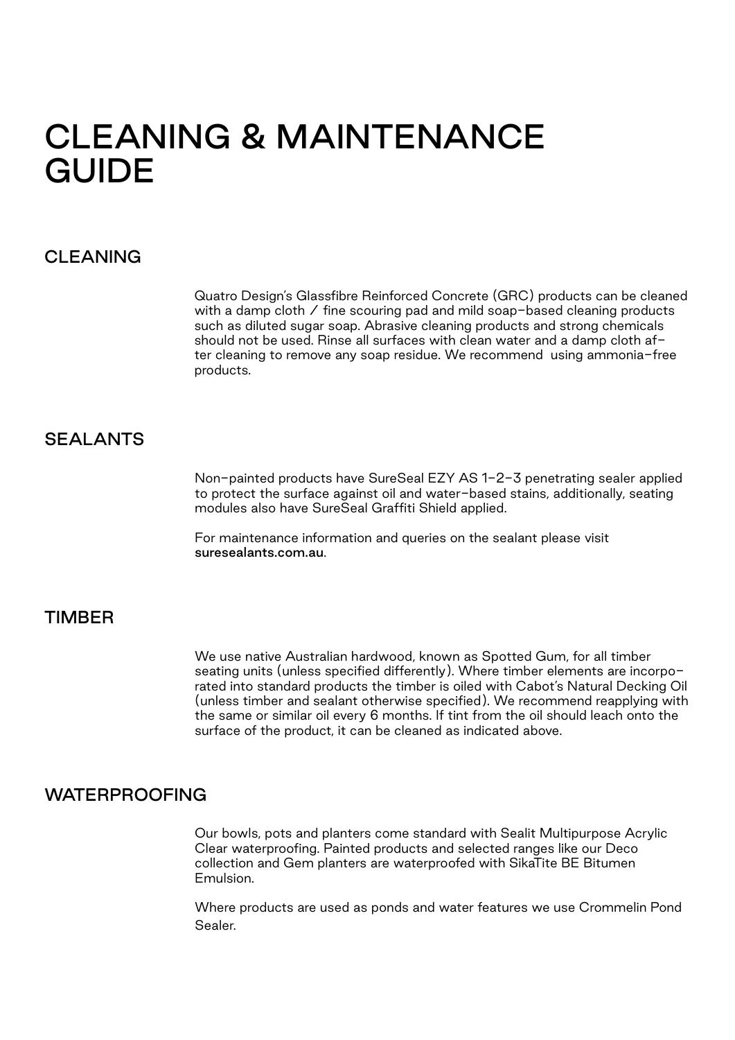# CLEANING & MAINTENANCE GUIDE

## CLEANING

Quatro Design's Glassfibre Reinforced Concrete (GRC) products can be cleaned with a damp cloth / fine scouring pad and mild soap-based cleaning products such as diluted sugar soap. Abrasive cleaning products and strong chemicals should not be used. Rinse all surfaces with clean water and a damp cloth after cleaning to remove any soap residue. We recommend using ammonia-free products.

## SEALANTS

Non-painted products have SureSeal EZY AS 1-2-3 penetrating sealer applied to protect the surface against oil and water-based stains, additionally, seating modules also have SureSeal Graffiti Shield applied.

For maintenance information and queries on the sealant please visit **suresealants.com.au**.

## TIMBER

We use native Australian hardwood, known as Spotted Gum, for all timber seating units (unless specified differently). Where timber elements are incorporated into standard products the timber is oiled with Cabot's Natural Decking Oil (unless timber and sealant otherwise specified). We recommend reapplying with the same or similar oil every 6 months. If tint from the oil should leach onto the surface of the product, it can be cleaned as indicated above.

## WATERPROOFING

Our bowls, pots and planters come standard with Sealit Multipurpose Acrylic Clear waterproofing. Painted products and selected ranges like our Deco collection and Gem planters are waterproofed with SikaTite BE Bitumen Emulsion.

Where products are used as ponds and water features we use Crommelin Pond Sealer.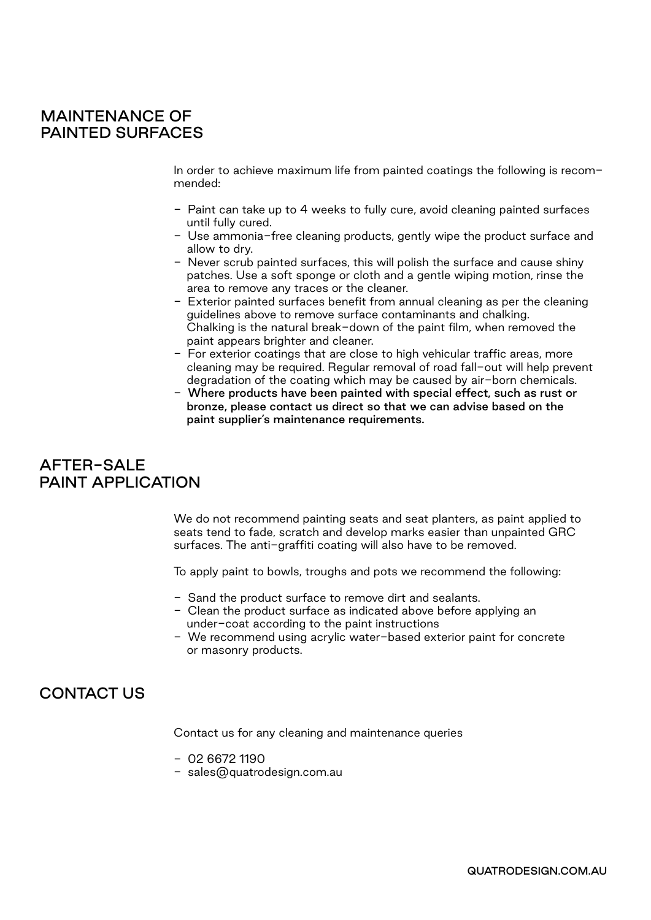## MAINTENANCE OF PAINTED SURFACES

In order to achieve maximum life from painted coatings the following is recommended:

- Paint can take up to 4 weeks to fully cure, avoid cleaning painted surfaces until fully cured.
- Use ammonia-free cleaning products, gently wipe the product surface and allow to dry.
- Never scrub painted surfaces, this will polish the surface and cause shiny patches. Use a soft sponge or cloth and a gentle wiping motion, rinse the area to remove any traces or the cleaner.
- Exterior painted surfaces benefit from annual cleaning as per the cleaning guidelines above to remove surface contaminants and chalking. Chalking is the natural break-down of the paint film, when removed the paint appears brighter and cleaner.
- For exterior coatings that are close to high vehicular traffic areas, more cleaning may be required. Regular removal of road fall-out will help prevent degradation of the coating which may be caused by air-born chemicals.
- **Where products have been painted with special effect, such as rust or bronze, please contact us direct so that we can advise based on the paint supplier's maintenance requirements.**

## AFTER-SALE PAINT APPLICATION

We do not recommend painting seats and seat planters, as paint applied to seats tend to fade, scratch and develop marks easier than unpainted GRC surfaces. The anti-graffiti coating will also have to be removed.

To apply paint to bowls, troughs and pots we recommend the following:

- Sand the product surface to remove dirt and sealants.
- Clean the product surface as indicated above before applying an under-coat according to the paint instructions
- We recommend using acrylic water-based exterior paint for concrete or masonry products.

## CONTACT US

Contact us for any cleaning and maintenance queries

- 02 6672 1190
- sales@quatrodesign.com.au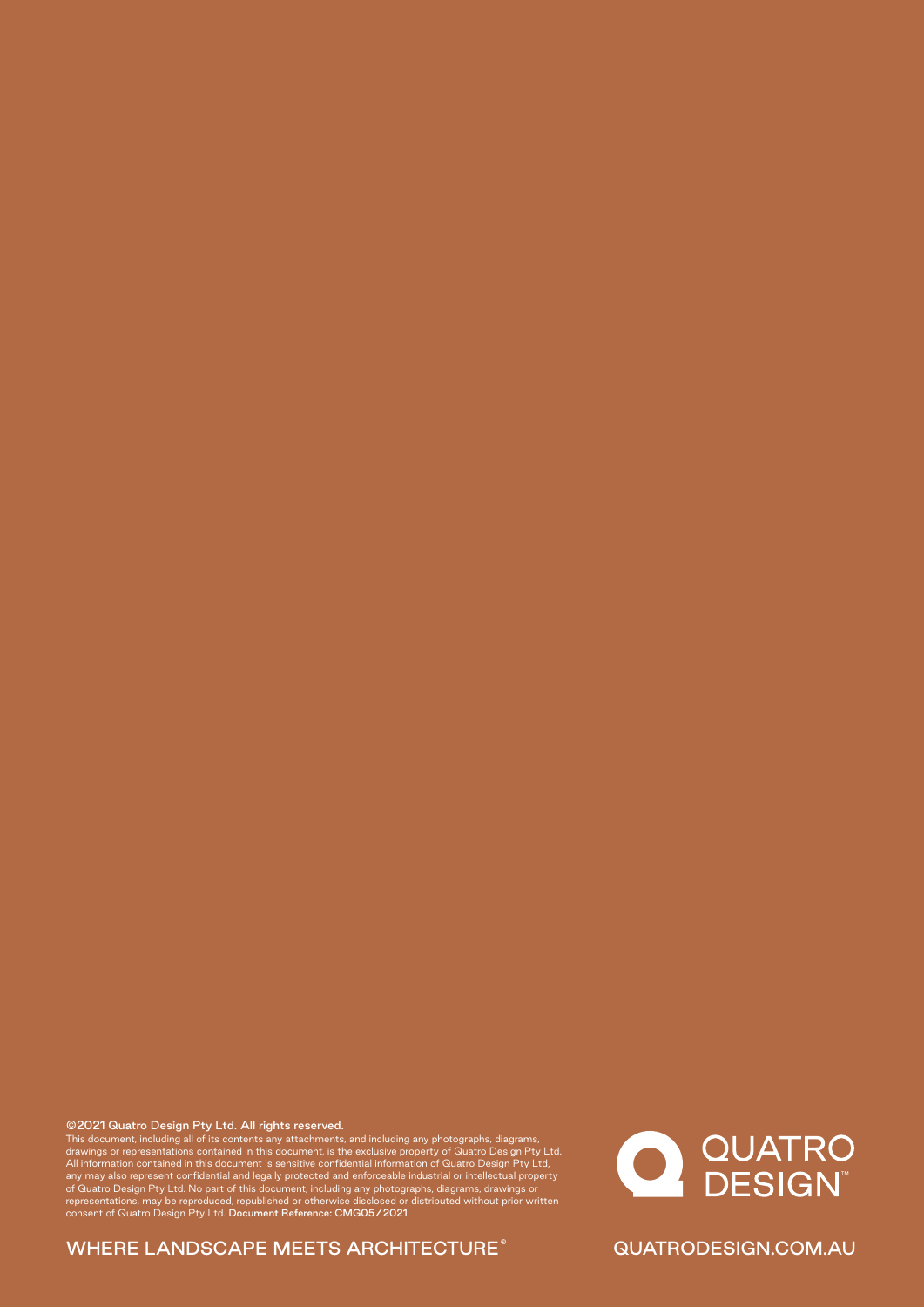**©2021 Quatro Design Pty Ltd. All rights reserved.**
This document, including all of its contents any attachments, and including any photographs, diagrams, drawings or representations contained in this document, is the exclusive property of Quatro Design Pty Ltd. All information contained in this document is sensitive confidential information of Quatro Design Pty Ltd, any may also represent confidential and legally protected and enforceable industrial or intellectual property of Quatro Design Pty Ltd. No part of this document, including any photographs, diagrams, drawings or representations, may be reproduced, republished or otherwise disclosed or distributed without prior written consent of Quatro Design Pty Ltd. **Document Reference: CMG05/2021**

QUATRO DESIGN™

WHERE LANDSCAPE MEETS ARCHITECTURE®

QUATRODESIGN.COM.AU